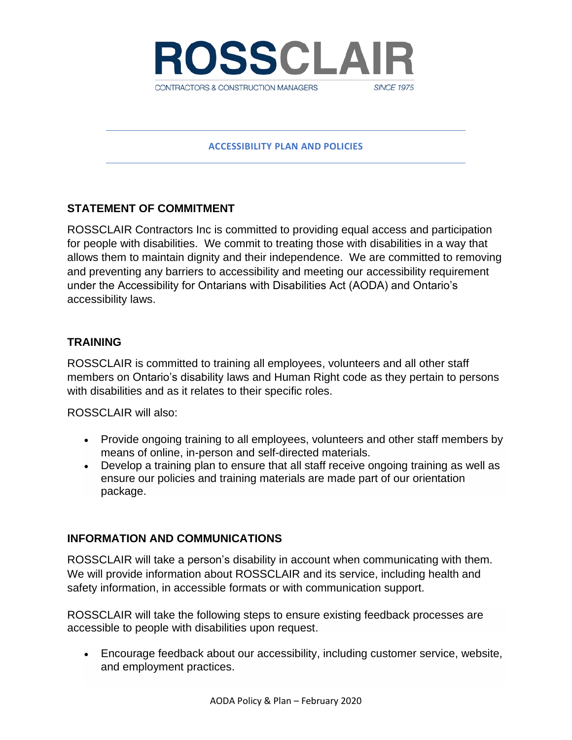# ROSSCLAIR

CONTRACTORS & CONSTRUCTION MANAGERS *SINCE 1975*

## ACCESSIBILITY PLAN AND POLICIES

### STATEMENT OF COMMITMENT

ROSSCLAIR Contractors Inc is committed to providing equal access and participation for people with disabilities. We commit to treating those with disabilities in a way that allows them to maintain dignity and their independence. We are committed to removing and preventing any barriers to accessibility and meeting our accessibility requirement under the Accessibility for Ontarians with Disabilities Act (AODA) and Ontario's accessibility laws.

### TRAINING

ROSSCLAIR is committed to training all employees, volunteers and all other staff members on Ontario's disability laws and Human Right code as they pertain to persons with disabilities and as it relates to their specific roles.

ROSSCLAIR will also:

- Provide ongoing training to all employees, volunteers and other staff members by means of online, in-person and self-directed materials.
- Develop a training plan to ensure that all staff receive ongoing training as well as ensure our policies and training materials are made part of our orientation package.

### INFORMATION AND COMMUNICATIONS

ROSSCLAIR will take a person's disability in account when communicating with them. We will provide information about ROSSCLAIR and its service, including health and safety information, in accessible formats or with communication support.

ROSSCLAIR will take the following steps to ensure existing feedback processes are accessible to people with disabilities upon request.

- Encourage feedback about our accessibility, including customer service, website, and employment practices.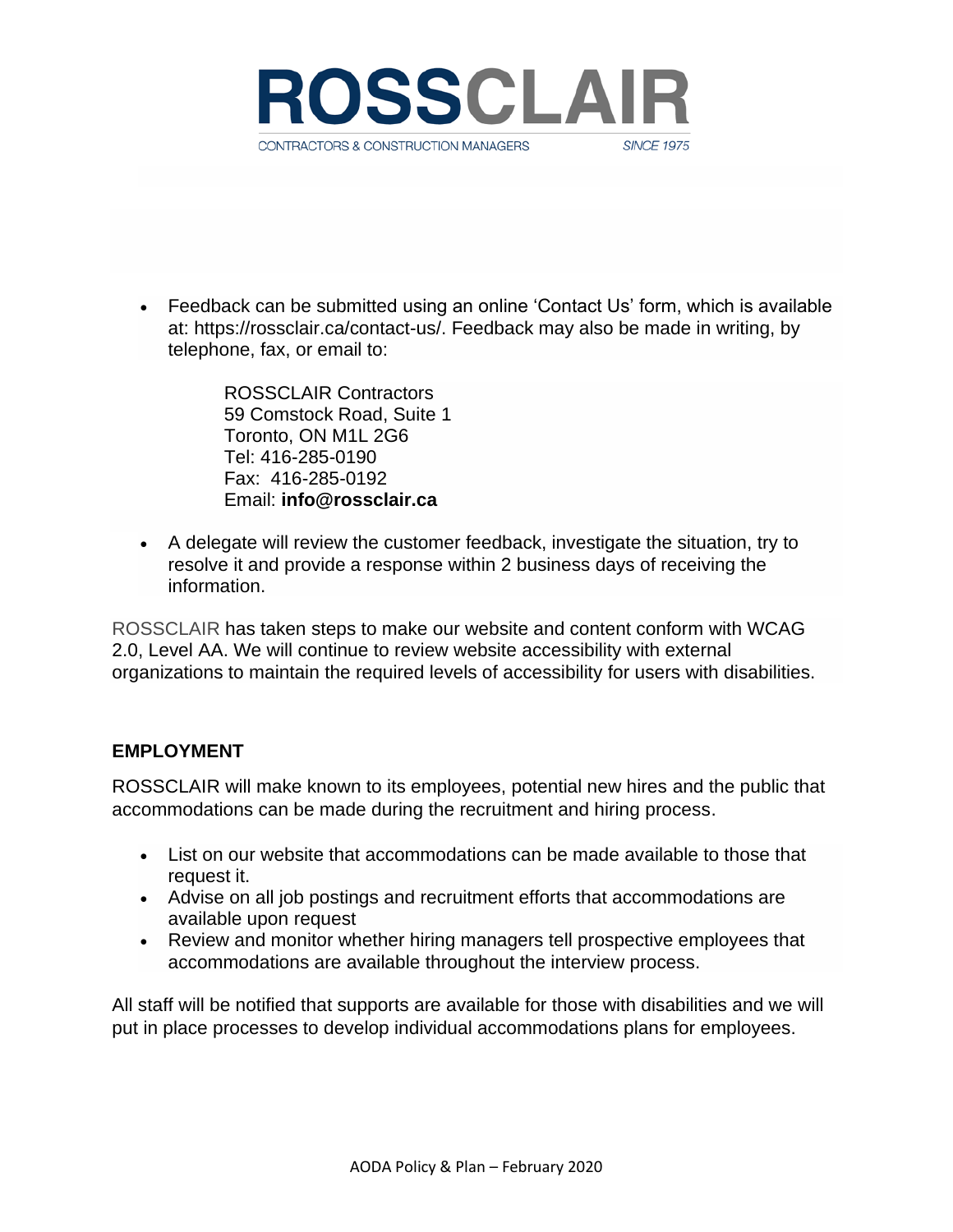- Feedback can be submitted using an online 'Contact Us' form, which is available at: https://rossclair.ca/contact-us/. Feedback may also be made in writing, by telephone, fax, or email to:

  ROSSCLAIR Contractors
  59 Comstock Road, Suite 1
  Toronto, ON M1L 2G6
  Tel: 416-285-0190
  Fax: 416-285-0192
  Email: **info@rossclair.ca**

- A delegate will review the customer feedback, investigate the situation, try to resolve it and provide a response within 2 business days of receiving the information.

ROSSCLAIR has taken steps to make our website and content conform with WCAG 2.0, Level AA. We will continue to review website accessibility with external organizations to maintain the required levels of accessibility for users with disabilities.

**EMPLOYMENT**

ROSSCLAIR will make known to its employees, potential new hires and the public that accommodations can be made during the recruitment and hiring process.

- List on our website that accommodations can be made available to those that request it.
- Advise on all job postings and recruitment efforts that accommodations are available upon request
- Review and monitor whether hiring managers tell prospective employees that accommodations are available throughout the interview process.

All staff will be notified that supports are available for those with disabilities and we will put in place processes to develop individual accommodations plans for employees.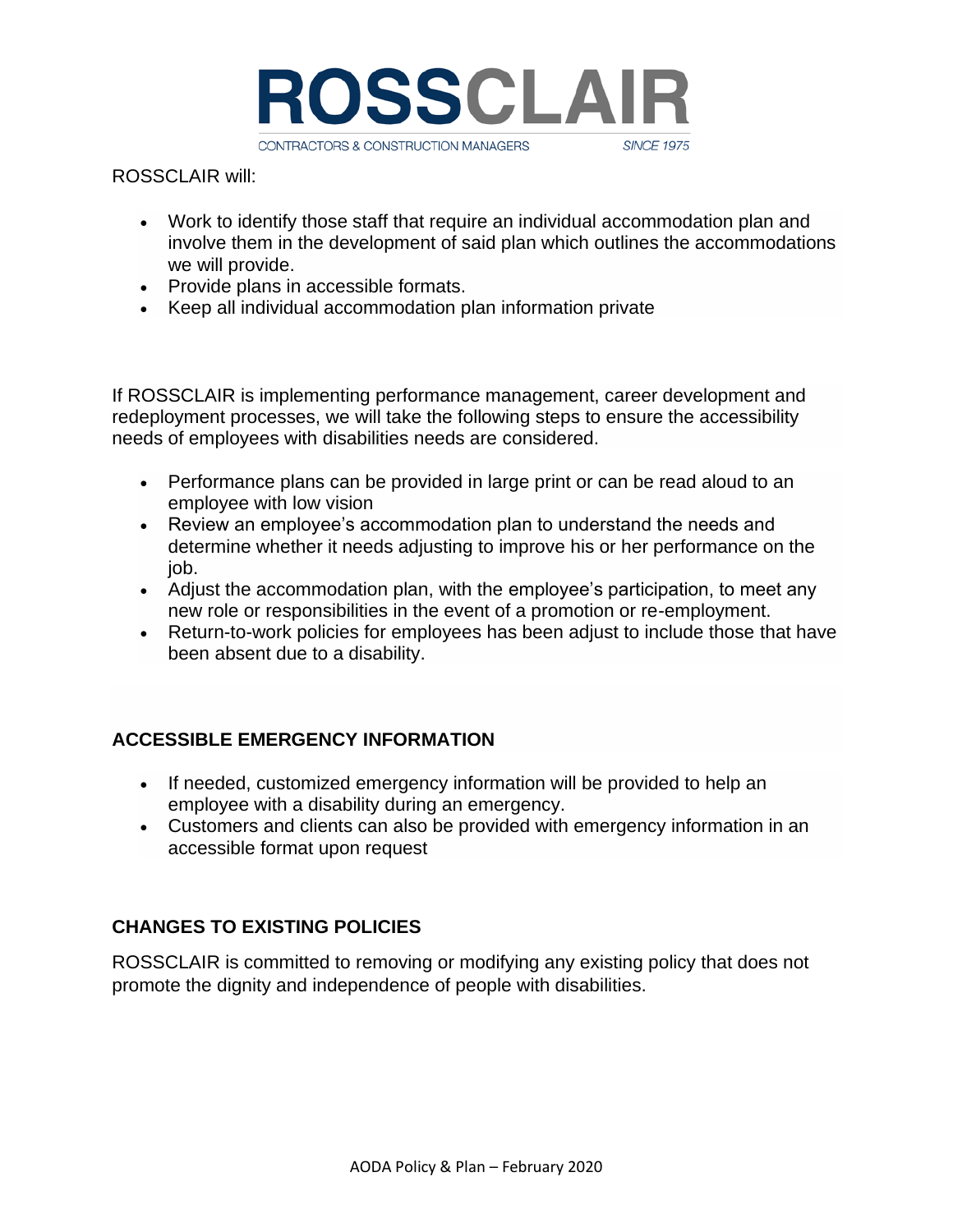ROSSCLAIR will:

- Work to identify those staff that require an individual accommodation plan and involve them in the development of said plan which outlines the accommodations we will provide.
- Provide plans in accessible formats.
- Keep all individual accommodation plan information private

If ROSSCLAIR is implementing performance management, career development and redeployment processes, we will take the following steps to ensure the accessibility needs of employees with disabilities needs are considered.

- Performance plans can be provided in large print or can be read aloud to an employee with low vision
- Review an employee's accommodation plan to understand the needs and determine whether it needs adjusting to improve his or her performance on the job.
- Adjust the accommodation plan, with the employee's participation, to meet any new role or responsibilities in the event of a promotion or re-employment.
- Return-to-work policies for employees has been adjust to include those that have been absent due to a disability.

## ACCESSIBLE EMERGENCY INFORMATION

- If needed, customized emergency information will be provided to help an employee with a disability during an emergency.
- Customers and clients can also be provided with emergency information in an accessible format upon request

## CHANGES TO EXISTING POLICIES

ROSSCLAIR is committed to removing or modifying any existing policy that does not promote the dignity and independence of people with disabilities.